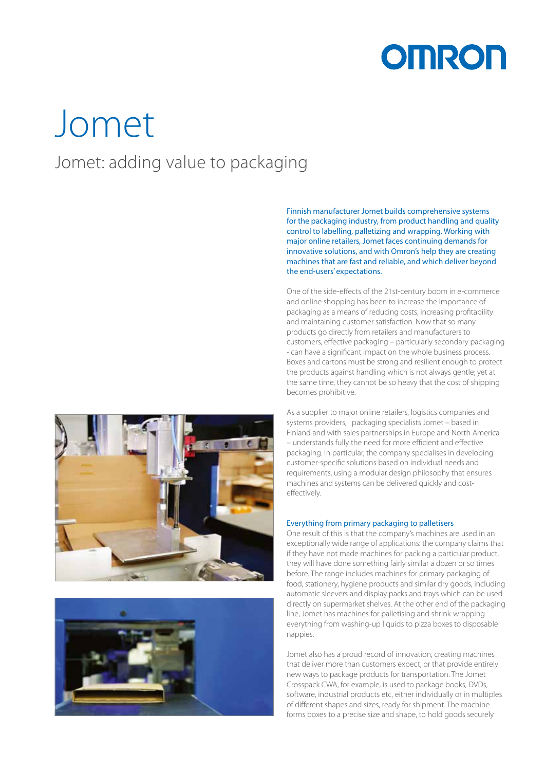# Jomet

## Jomet: adding value to packaging

Finnish manufacturer Jomet builds comprehensive systems for the packaging industry, from product handling and quality control to labelling, palletizing and wrapping. Working with major online retailers, Jomet faces continuing demands for innovative solutions, and with Omron's help they are creating machines that are fast and reliable, and which deliver beyond the end-users' expectations.

One of the side-effects of the 21st-century boom in e-commerce and online shopping has been to increase the importance of packaging as a means of reducing costs, increasing profitability and maintaining customer satisfaction. Now that so many products go directly from retailers and manufacturers to customers, effective packaging – particularly secondary packaging - can have a significant impact on the whole business process. Boxes and cartons must be strong and resilient enough to protect the products against handling which is not always gentle; yet at the same time, they cannot be so heavy that the cost of shipping becomes prohibitive.

As a supplier to major online retailers, logistics companies and systems providers, packaging specialists Jomet – based in Finland and with sales partnerships in Europe and North America – understands fully the need for more efficient and effective packaging. In particular, the company specialises in developing customer-specific solutions based on individual needs and requirements, using a modular design philosophy that ensures machines and systems can be delivered quickly and cost-effectively.

### Everything from primary packaging to palletisers

One result of this is that the company's machines are used in an exceptionally wide range of applications: the company claims that if they have not made machines for packing a particular product, they will have done something fairly similar a dozen or so times before. The range includes machines for primary packaging of food, stationery, hygiene products and similar dry goods, including automatic sleevers and display packs and trays which can be used directly on supermarket shelves. At the other end of the packaging line, Jomet has machines for palletising and shrink-wrapping everything from washing-up liquids to pizza boxes to disposable nappies.

Jomet also has a proud record of innovation, creating machines that deliver more than customers expect, or that provide entirely new ways to package products for transportation. The Jomet Crosspack CWA, for example, is used to package books, DVDs, software, industrial products etc, either individually or in multiples of different shapes and sizes, ready for shipment. The machine forms boxes to a precise size and shape, to hold goods securely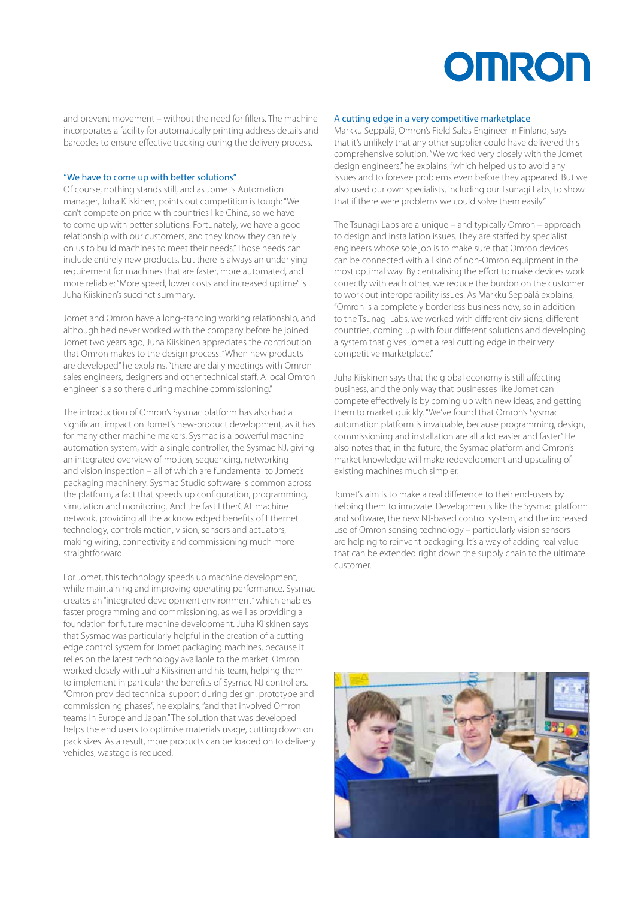and prevent movement – without the need for fillers. The machine incorporates a facility for automatically printing address details and barcodes to ensure effective tracking during the delivery process.

## "We have to come up with better solutions"

Of course, nothing stands still, and as Jomet's Automation manager, Juha Kiiskinen, points out competition is tough: "We can't compete on price with countries like China, so we have to come up with better solutions. Fortunately, we have a good relationship with our customers, and they know they can rely on us to build machines to meet their needs." Those needs can include entirely new products, but there is always an underlying requirement for machines that are faster, more automated, and more reliable: "More speed, lower costs and increased uptime" is Juha Kiiskinen's succinct summary.

Jomet and Omron have a long-standing working relationship, and although he'd never worked with the company before he joined Jomet two years ago, Juha Kiiskinen appreciates the contribution that Omron makes to the design process. "When new products are developed" he explains, "there are daily meetings with Omron sales engineers, designers and other technical staff. A local Omron engineer is also there during machine commissioning."

The introduction of Omron's Sysmac platform has also had a significant impact on Jomet's new-product development, as it has for many other machine makers. Sysmac is a powerful machine automation system, with a single controller, the Sysmac NJ, giving an integrated overview of motion, sequencing, networking and vision inspection – all of which are fundamental to Jomet's packaging machinery. Sysmac Studio software is common across the platform, a fact that speeds up configuration, programming, simulation and monitoring. And the fast EtherCAT machine network, providing all the acknowledged benefits of Ethernet technology, controls motion, vision, sensors and actuators, making wiring, connectivity and commissioning much more straightforward.

For Jomet, this technology speeds up machine development, while maintaining and improving operating performance. Sysmac creates an "integrated development environment" which enables faster programming and commissioning, as well as providing a foundation for future machine development. Juha Kiiskinen says that Sysmac was particularly helpful in the creation of a cutting edge control system for Jomet packaging machines, because it relies on the latest technology available to the market. Omron worked closely with Juha Kiiskinen and his team, helping them to implement in particular the benefits of Sysmac NJ controllers. "Omron provided technical support during design, prototype and commissioning phases", he explains, "and that involved Omron teams in Europe and Japan." The solution that was developed helps the end users to optimise materials usage, cutting down on pack sizes. As a result, more products can be loaded on to delivery vehicles, wastage is reduced.

## A cutting edge in a very competitive marketplace

Markku Seppälä, Omron's Field Sales Engineer in Finland, says that it's unlikely that any other supplier could have delivered this comprehensive solution. "We worked very closely with the Jomet design engineers," he explains, "which helped us to avoid any issues and to foresee problems even before they appeared. But we also used our own specialists, including our Tsunagi Labs, to show that if there were problems we could solve them easily."

The Tsunagi Labs are a unique – and typically Omron – approach to design and installation issues. They are staffed by specialist engineers whose sole job is to make sure that Omron devices can be connected with all kind of non-Omron equipment in the most optimal way. By centralising the effort to make devices work correctly with each other, we reduce the burdon on the customer to work out interoperability issues. As Markku Seppälä explains, "Omron is a completely borderless business now, so in addition to the Tsunagi Labs, we worked with different divisions, different countries, coming up with four different solutions and developing a system that gives Jomet a real cutting edge in their very competitive marketplace."

Juha Kiiskinen says that the global economy is still affecting business, and the only way that businesses like Jomet can compete effectively is by coming up with new ideas, and getting them to market quickly. "We've found that Omron's Sysmac automation platform is invaluable, because programming, design, commissioning and installation are all a lot easier and faster." He also notes that, in the future, the Sysmac platform and Omron's market knowledge will make redevelopment and upscaling of existing machines much simpler.

Jomet's aim is to make a real difference to their end-users by helping them to innovate. Developments like the Sysmac platform and software, the new NJ-based control system, and the increased use of Omron sensing technology – particularly vision sensors - are helping to reinvent packaging. It's a way of adding real value that can be extended right down the supply chain to the ultimate customer.